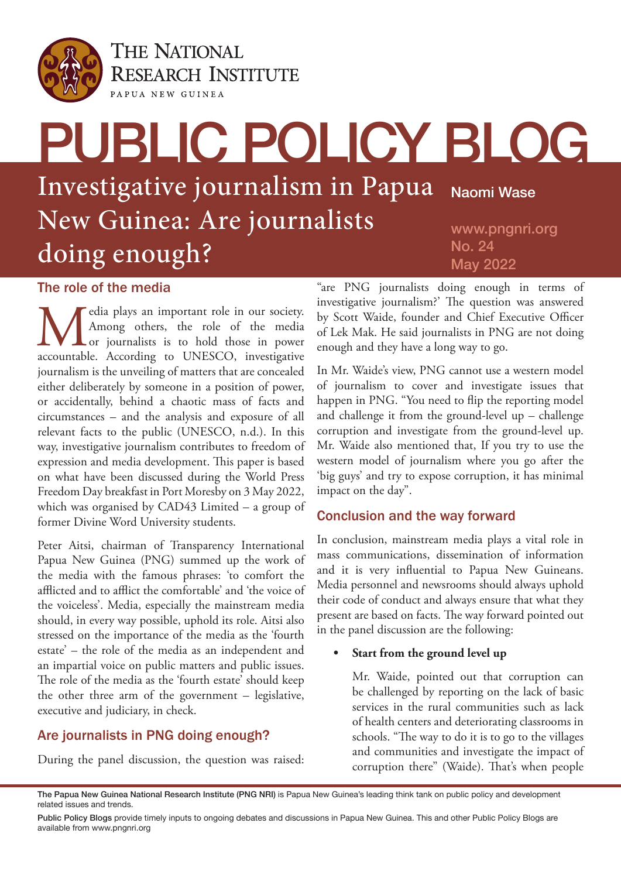THE NATIONAL RESEARCH INSTITUTE
PAPUA NEW GUINEA

# PUBLIC POLICY BLOG

## Investigative journalism in Papua New Guinea: Are journalists doing enough?

Naomi Wase

www.pngnri.org
No. 24
May 2022

### The role of the media

Media plays an important role in our society. Among others, the role of the media or journalists is to hold those in power accountable. According to UNESCO, investigative journalism is the unveiling of matters that are concealed either deliberately by someone in a position of power, or accidentally, behind a chaotic mass of facts and circumstances – and the analysis and exposure of all relevant facts to the public (UNESCO, n.d.). In this way, investigative journalism contributes to freedom of expression and media development. This paper is based on what have been discussed during the World Press Freedom Day breakfast in Port Moresby on 3 May 2022, which was organised by CAD43 Limited – a group of former Divine Word University students.

Peter Aitsi, chairman of Transparency International Papua New Guinea (PNG) summed up the work of the media with the famous phrases: 'to comfort the afflicted and to afflict the comfortable' and 'the voice of the voiceless'. Media, especially the mainstream media should, in every way possible, uphold its role. Aitsi also stressed on the importance of the media as the 'fourth estate' – the role of the media as an independent and an impartial voice on public matters and public issues. The role of the media as the 'fourth estate' should keep the other three arm of the government – legislative, executive and judiciary, in check.

### Are journalists in PNG doing enough?

During the panel discussion, the question was raised: "are PNG journalists doing enough in terms of investigative journalism?' The question was answered by Scott Waide, founder and Chief Executive Officer of Lek Mak. He said journalists in PNG are not doing enough and they have a long way to go.

In Mr. Waide's view, PNG cannot use a western model of journalism to cover and investigate issues that happen in PNG. "You need to flip the reporting model and challenge it from the ground-level up – challenge corruption and investigate from the ground-level up. Mr. Waide also mentioned that, If you try to use the western model of journalism where you go after the 'big guys' and try to expose corruption, it has minimal impact on the day".

### Conclusion and the way forward

In conclusion, mainstream media plays a vital role in mass communications, dissemination of information and it is very influential to Papua New Guineans. Media personnel and newsrooms should always uphold their code of conduct and always ensure that what they present are based on facts. The way forward pointed out in the panel discussion are the following:

- **Start from the ground level up**

  Mr. Waide, pointed out that corruption can be challenged by reporting on the lack of basic services in the rural communities such as lack of health centers and deteriorating classrooms in schools. "The way to do it is to go to the villages and communities and investigate the impact of corruption there" (Waide). That's when people

The Papua New Guinea National Research Institute (PNG NRI) is Papua New Guinea's leading think tank on public policy and development related issues and trends.

Public Policy Blogs provide timely inputs to ongoing debates and discussions in Papua New Guinea. This and other Public Policy Blogs are available from www.pngnri.org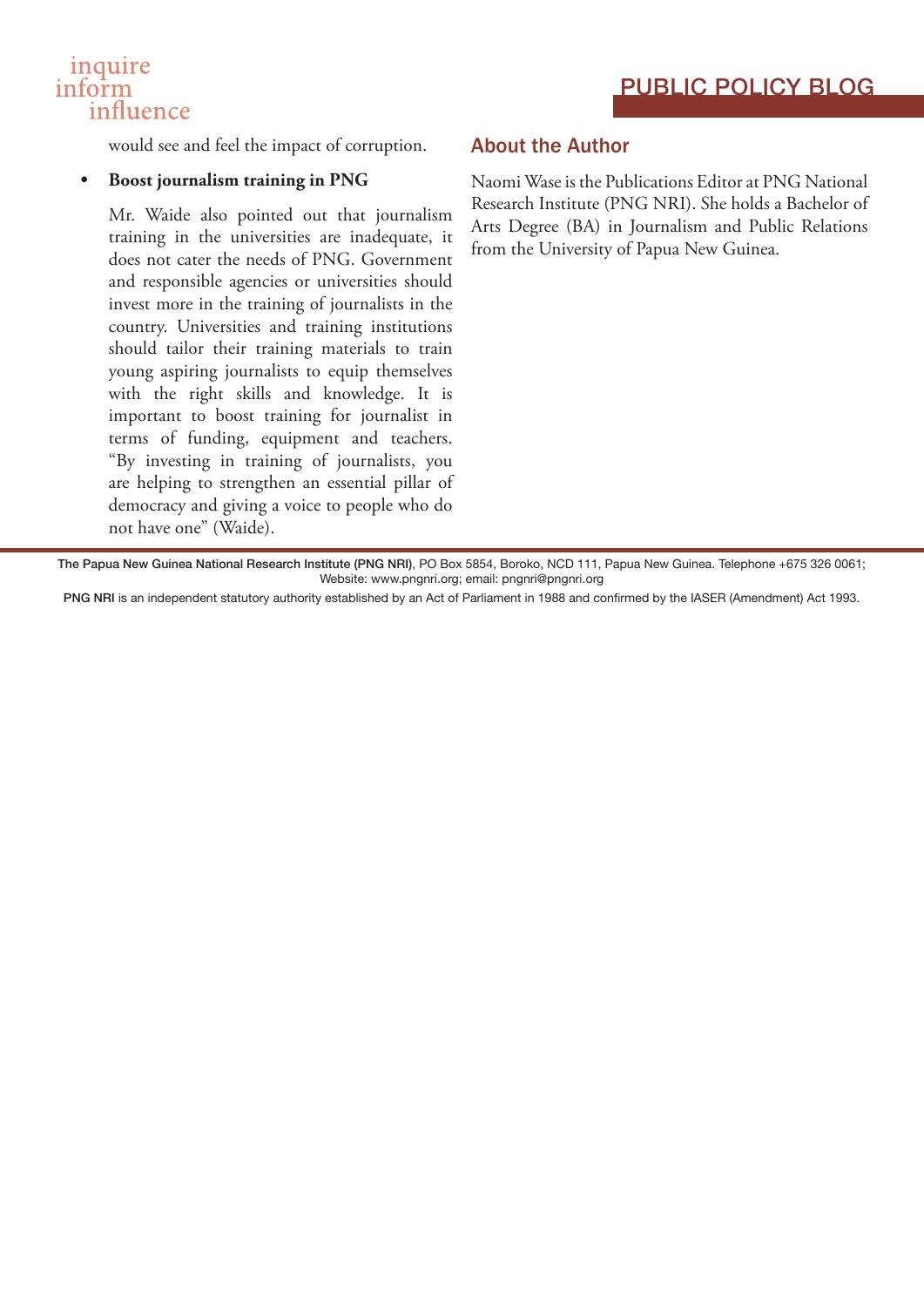would see and feel the impact of corruption.

- **Boost journalism training in PNG**

  Mr. Waide also pointed out that journalism training in the universities are inadequate, it does not cater the needs of PNG. Government and responsible agencies or universities should invest more in the training of journalists in the country. Universities and training institutions should tailor their training materials to train young aspiring journalists to equip themselves with the right skills and knowledge. It is important to boost training for journalist in terms of funding, equipment and teachers. "By investing in training of journalists, you are helping to strengthen an essential pillar of democracy and giving a voice to people who do not have one" (Waide).

## About the Author

Naomi Wase is the Publications Editor at PNG National Research Institute (PNG NRI). She holds a Bachelor of Arts Degree (BA) in Journalism and Public Relations from the University of Papua New Guinea.

**The Papua New Guinea National Research Institute (PNG NRI)**, PO Box 5854, Boroko, NCD 111, Papua New Guinea. Telephone +675 326 0061; Website: www.pngnri.org; email: pngnri@pngnri.org

**PNG NRI** is an independent statutory authority established by an Act of Parliament in 1988 and confirmed by the IASER (Amendment) Act 1993.